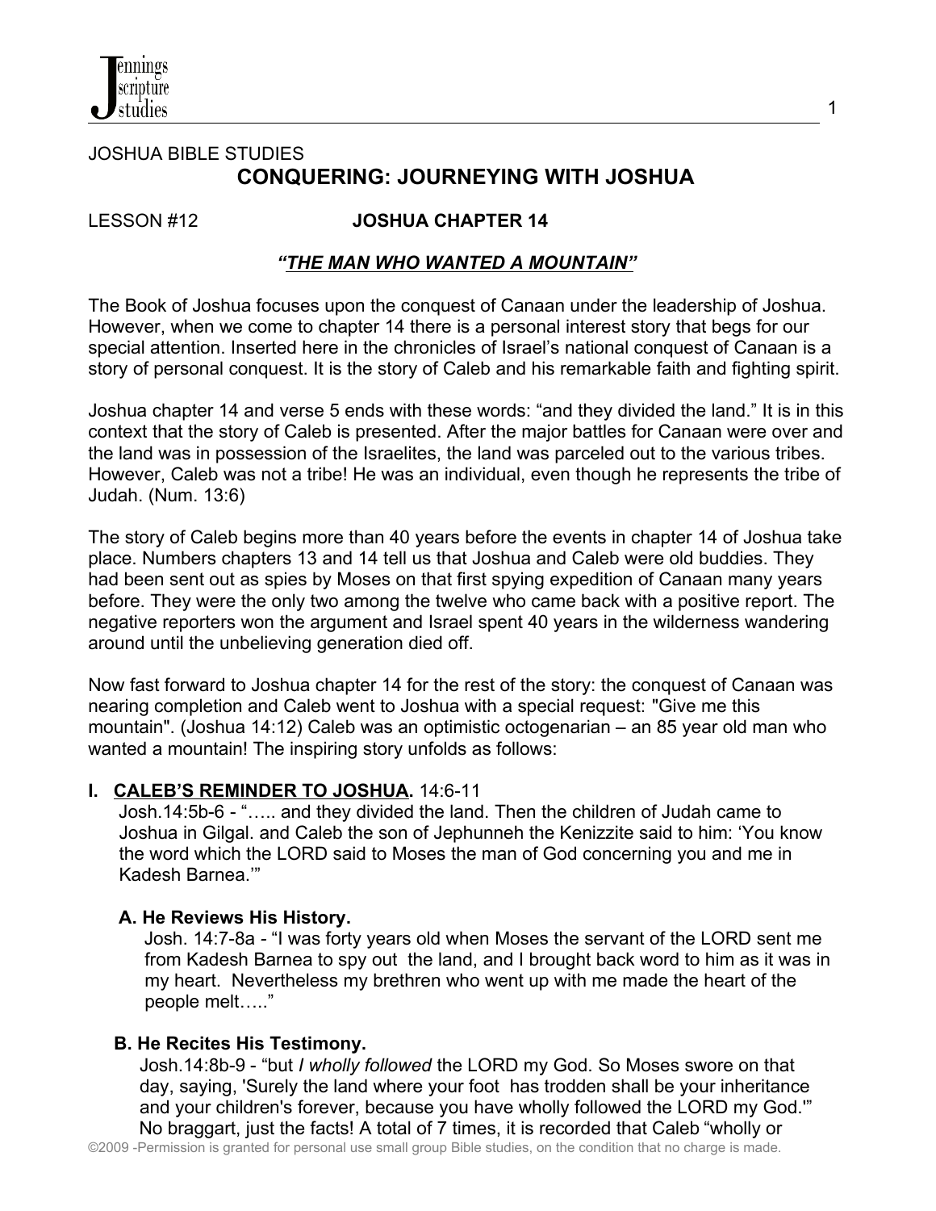JOSHUA BIBLE STUDIES

# CONQUERING: JOURNEYING WITH JOSHUA

LESSON #12 **JOSHUA CHAPTER 14**

## ***"THE MAN WHO WANTED A MOUNTAIN"***

The Book of Joshua focuses upon the conquest of Canaan under the leadership of Joshua. However, when we come to chapter 14 there is a personal interest story that begs for our special attention. Inserted here in the chronicles of Israel's national conquest of Canaan is a story of personal conquest. It is the story of Caleb and his remarkable faith and fighting spirit.

Joshua chapter 14 and verse 5 ends with these words: "and they divided the land." It is in this context that the story of Caleb is presented. After the major battles for Canaan were over and the land was in possession of the Israelites, the land was parceled out to the various tribes. However, Caleb was not a tribe! He was an individual, even though he represents the tribe of Judah. (Num. 13:6)

The story of Caleb begins more than 40 years before the events in chapter 14 of Joshua take place. Numbers chapters 13 and 14 tell us that Joshua and Caleb were old buddies. They had been sent out as spies by Moses on that first spying expedition of Canaan many years before. They were the only two among the twelve who came back with a positive report. The negative reporters won the argument and Israel spent 40 years in the wilderness wandering around until the unbelieving generation died off.

Now fast forward to Joshua chapter 14 for the rest of the story: the conquest of Canaan was nearing completion and Caleb went to Joshua with a special request: "Give me this mountain". (Joshua 14:12) Caleb was an optimistic octogenarian – an 85 year old man who wanted a mountain! The inspiring story unfolds as follows:

### I. CALEB'S REMINDER TO JOSHUA. 14:6-11

Josh.14:5b-6 - "….. and they divided the land. Then the children of Judah came to Joshua in Gilgal. and Caleb the son of Jephunneh the Kenizzite said to him: 'You know the word which the LORD said to Moses the man of God concerning you and me in Kadesh Barnea.'"

#### A. He Reviews His History.

Josh. 14:7-8a - "I was forty years old when Moses the servant of the LORD sent me from Kadesh Barnea to spy out the land, and I brought back word to him as it was in my heart. Nevertheless my brethren who went up with me made the heart of the people melt….."

#### B. He Recites His Testimony.

Josh.14:8b-9 - "but *I wholly followed* the LORD my God. So Moses swore on that day, saying, 'Surely the land where your foot has trodden shall be your inheritance and your children's forever, because you have wholly followed the LORD my God.'" No braggart, just the facts! A total of 7 times, it is recorded that Caleb "wholly or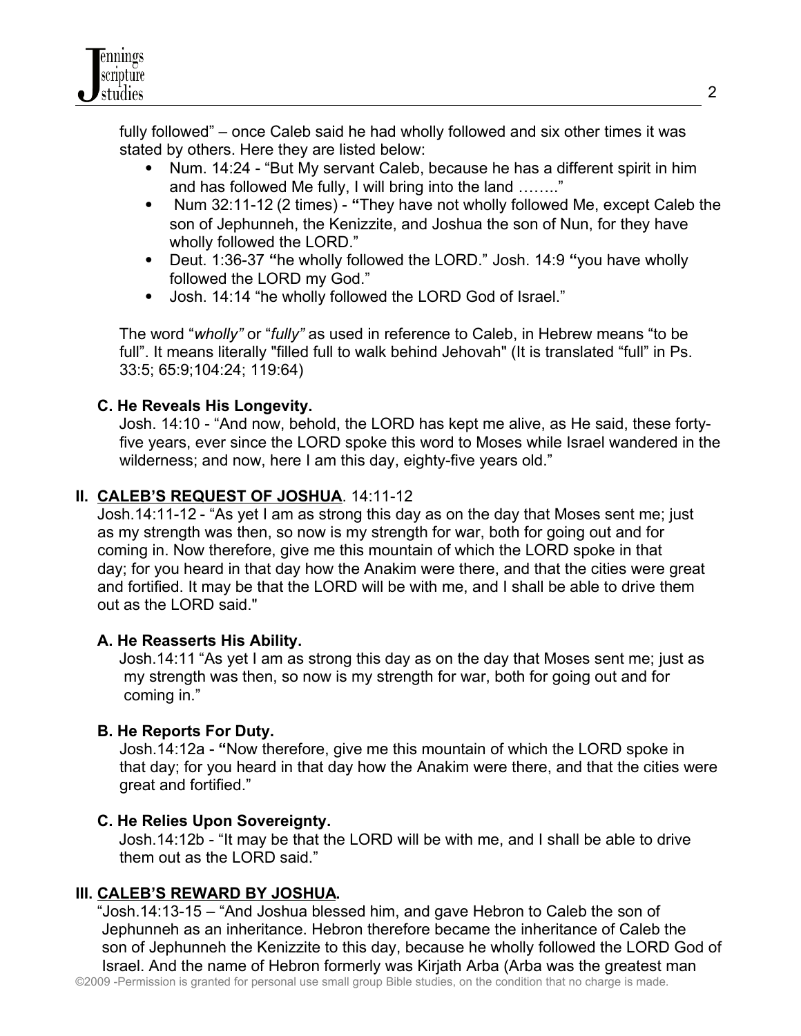fully followed" – once Caleb said he had wholly followed and six other times it was stated by others. Here they are listed below:

- Num. 14:24 - "But My servant Caleb, because he has a different spirit in him and has followed Me fully, I will bring into the land …….."
- Num 32:11-12 (2 times) - **"**They have not wholly followed Me, except Caleb the son of Jephunneh, the Kenizzite, and Joshua the son of Nun, for they have wholly followed the LORD."
- Deut. 1:36-37 **"**he wholly followed the LORD." Josh. 14:9 **"**you have wholly followed the LORD my God."
- Josh. 14:14 "he wholly followed the LORD God of Israel."

The word "*wholly"* or "*fully"* as used in reference to Caleb, in Hebrew means "to be full". It means literally "filled full to walk behind Jehovah" (It is translated "full" in Ps. 33:5; 65:9;104:24; 119:64)

### C. He Reveals His Longevity.

Josh. 14:10 - "And now, behold, the LORD has kept me alive, as He said, these forty-five years, ever since the LORD spoke this word to Moses while Israel wandered in the wilderness; and now, here I am this day, eighty-five years old."

## II. <u>CALEB'S REQUEST OF JOSHUA</u>. 14:11-12

Josh.14:11-12 - "As yet I am as strong this day as on the day that Moses sent me; just as my strength was then, so now is my strength for war, both for going out and for coming in. Now therefore, give me this mountain of which the LORD spoke in that day; for you heard in that day how the Anakim were there, and that the cities were great and fortified. It may be that the LORD will be with me, and I shall be able to drive them out as the LORD said."

### A. He Reasserts His Ability.

Josh.14:11 "As yet I am as strong this day as on the day that Moses sent me; just as my strength was then, so now is my strength for war, both for going out and for coming in."

### B. He Reports For Duty.

Josh.14:12a - **"**Now therefore, give me this mountain of which the LORD spoke in that day; for you heard in that day how the Anakim were there, and that the cities were great and fortified."

### C. He Relies Upon Sovereignty.

Josh.14:12b - "It may be that the LORD will be with me, and I shall be able to drive them out as the LORD said."

## III. <u>CALEB'S REWARD BY JOSHUA</u>.

"Josh.14:13-15 – "And Joshua blessed him, and gave Hebron to Caleb the son of Jephunneh as an inheritance. Hebron therefore became the inheritance of Caleb the son of Jephunneh the Kenizzite to this day, because he wholly followed the LORD God of Israel. And the name of Hebron formerly was Kirjath Arba (Arba was the greatest man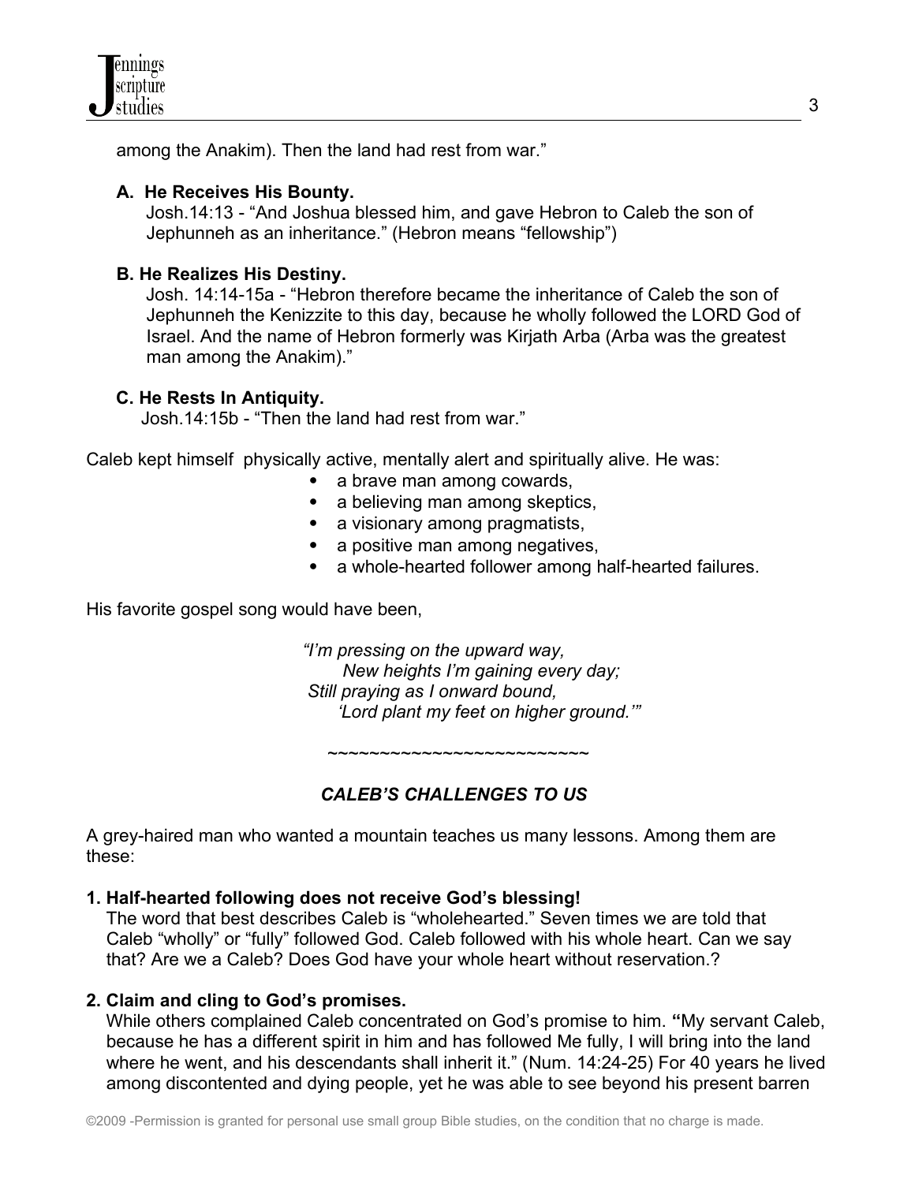among the Anakim). Then the land had rest from war."

### A. He Receives His Bounty.

Josh.14:13 - "And Joshua blessed him, and gave Hebron to Caleb the son of Jephunneh as an inheritance." (Hebron means "fellowship")

### B. He Realizes His Destiny.

Josh. 14:14-15a - "Hebron therefore became the inheritance of Caleb the son of Jephunneh the Kenizzite to this day, because he wholly followed the LORD God of Israel. And the name of Hebron formerly was Kirjath Arba (Arba was the greatest man among the Anakim)."

### C. He Rests In Antiquity.

Josh.14:15b - "Then the land had rest from war."

Caleb kept himself physically active, mentally alert and spiritually alive. He was:

- a brave man among cowards,
- a believing man among skeptics,
- a visionary among pragmatists,
- a positive man among negatives,
- a whole-hearted follower among half-hearted failures.

His favorite gospel song would have been,

*"I'm pressing on the upward way,*
*New heights I'm gaining every day;*
*Still praying as I onward bound,*
*'Lord plant my feet on higher ground.'"*

~~~~~~~~~~~~~~~~~~~~~~~~~~

## *CALEB'S CHALLENGES TO US*

A grey-haired man who wanted a mountain teaches us many lessons. Among them are these:

**1. Half-hearted following does not receive God's blessing!**

The word that best describes Caleb is "wholehearted." Seven times we are told that Caleb "wholly" or "fully" followed God. Caleb followed with his whole heart. Can we say that? Are we a Caleb? Does God have your whole heart without reservation.?

**2. Claim and cling to God's promises.**

While others complained Caleb concentrated on God's promise to him. **"**My servant Caleb, because he has a different spirit in him and has followed Me fully, I will bring into the land where he went, and his descendants shall inherit it." (Num. 14:24-25) For 40 years he lived among discontented and dying people, yet he was able to see beyond his present barren

©2009 -Permission is granted for personal use small group Bible studies, on the condition that no charge is made.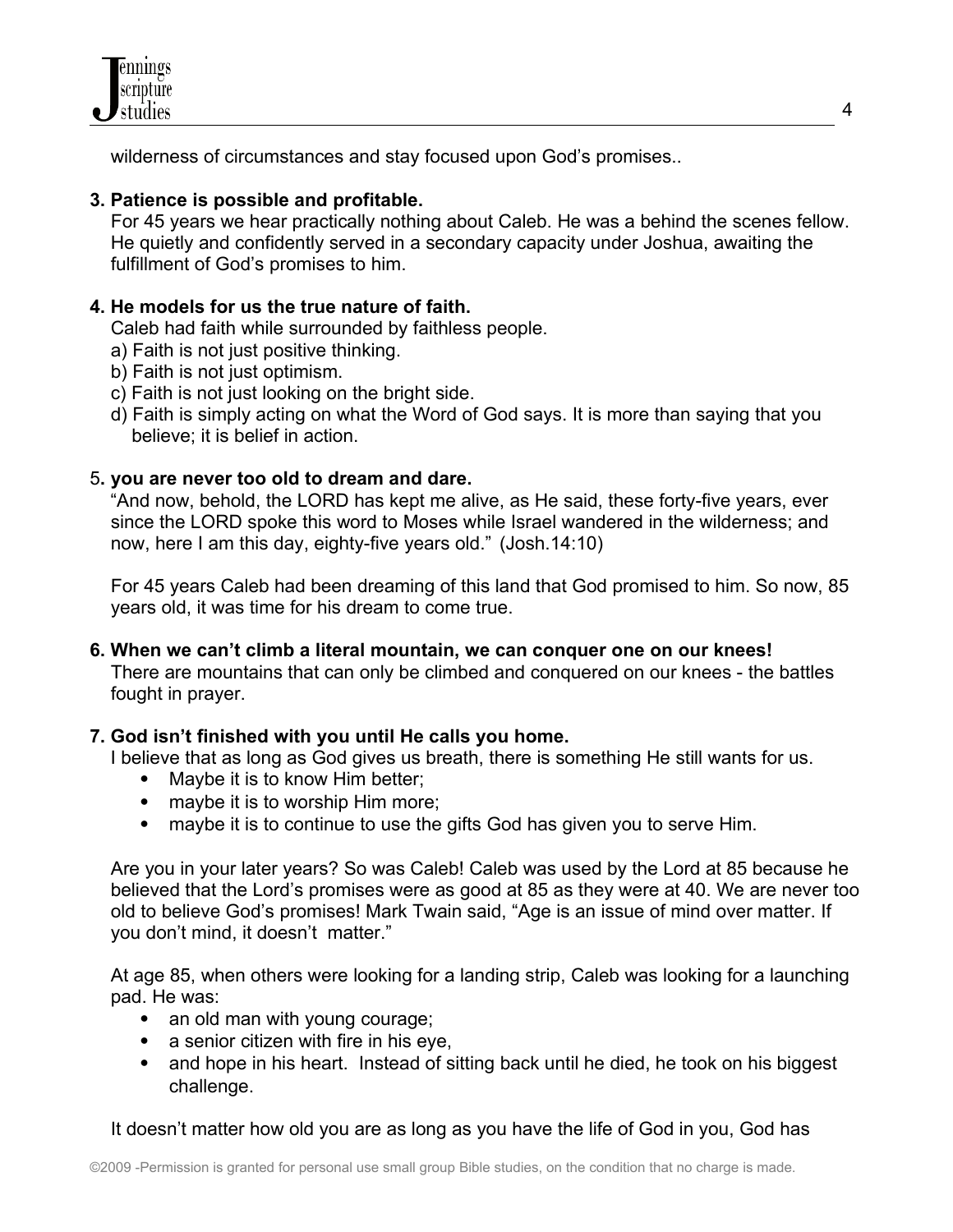wilderness of circumstances and stay focused upon God's promises..

**3. Patience is possible and profitable.**
For 45 years we hear practically nothing about Caleb. He was a behind the scenes fellow. He quietly and confidently served in a secondary capacity under Joshua, awaiting the fulfillment of God's promises to him.

**4. He models for us the true nature of faith.**
Caleb had faith while surrounded by faithless people.
a) Faith is not just positive thinking.
b) Faith is not just optimism.
c) Faith is not just looking on the bright side.
d) Faith is simply acting on what the Word of God says. It is more than saying that you believe; it is belief in action.

5**. you are never too old to dream and dare.**
"And now, behold, the LORD has kept me alive, as He said, these forty-five years, ever since the LORD spoke this word to Moses while Israel wandered in the wilderness; and now, here I am this day, eighty-five years old." (Josh.14:10)

For 45 years Caleb had been dreaming of this land that God promised to him. So now, 85 years old, it was time for his dream to come true.

**6. When we can't climb a literal mountain, we can conquer one on our knees!**
There are mountains that can only be climbed and conquered on our knees - the battles fought in prayer.

**7. God isn't finished with you until He calls you home.**
I believe that as long as God gives us breath, there is something He still wants for us.
- Maybe it is to know Him better;
- maybe it is to worship Him more;
- maybe it is to continue to use the gifts God has given you to serve Him.

Are you in your later years? So was Caleb! Caleb was used by the Lord at 85 because he believed that the Lord's promises were as good at 85 as they were at 40. We are never too old to believe God's promises! Mark Twain said, "Age is an issue of mind over matter. If you don't mind, it doesn't matter."

At age 85, when others were looking for a landing strip, Caleb was looking for a launching pad. He was:
- an old man with young courage;
- a senior citizen with fire in his eye,
- and hope in his heart. Instead of sitting back until he died, he took on his biggest challenge.

It doesn't matter how old you are as long as you have the life of God in you, God has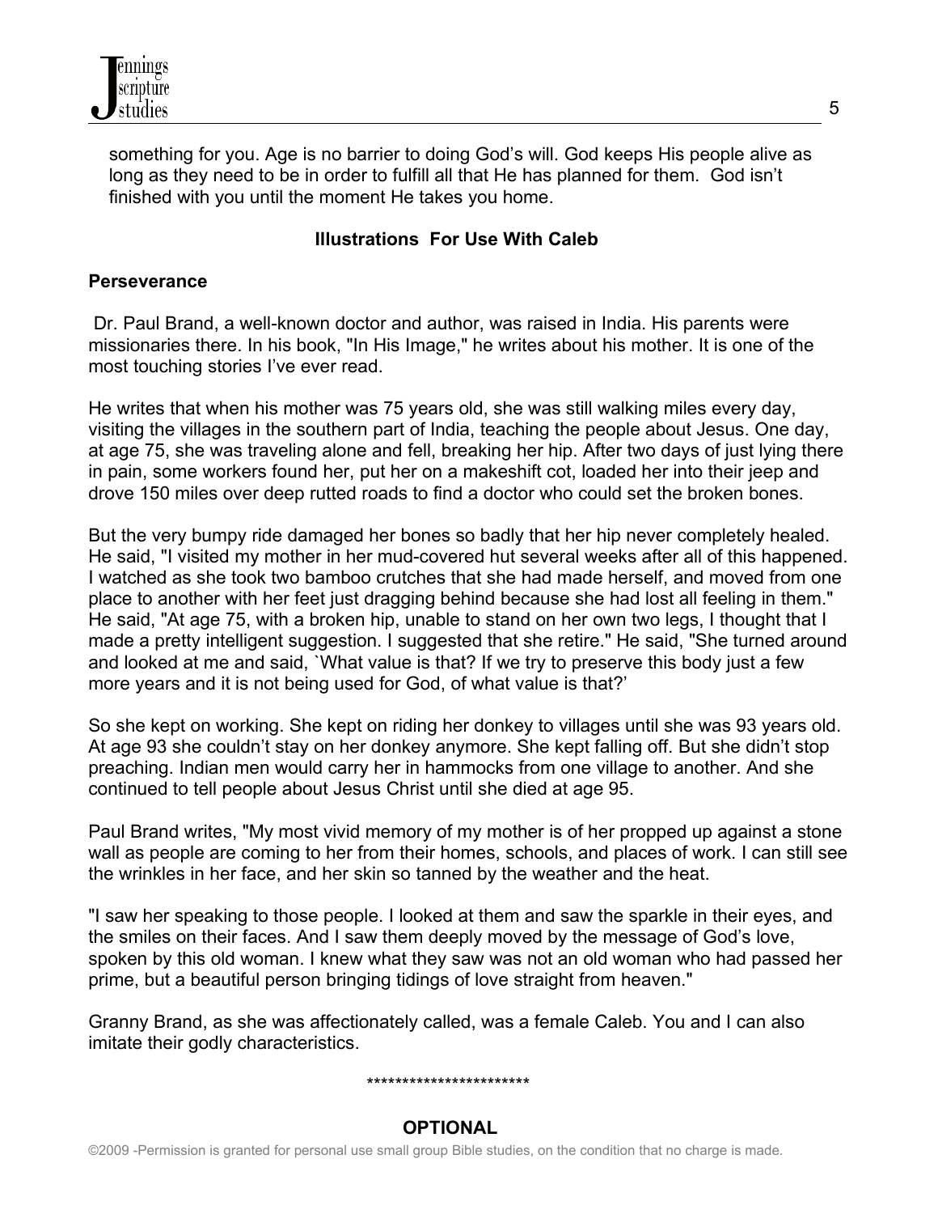something for you. Age is no barrier to doing God's will. God keeps His people alive as long as they need to be in order to fulfill all that He has planned for them. God isn't finished with you until the moment He takes you home.

**Illustrations For Use With Caleb**

**Perseverance**

Dr. Paul Brand, a well-known doctor and author, was raised in India. His parents were missionaries there. In his book, "In His Image," he writes about his mother. It is one of the most touching stories I've ever read.

He writes that when his mother was 75 years old, she was still walking miles every day, visiting the villages in the southern part of India, teaching the people about Jesus. One day, at age 75, she was traveling alone and fell, breaking her hip. After two days of just lying there in pain, some workers found her, put her on a makeshift cot, loaded her into their jeep and drove 150 miles over deep rutted roads to find a doctor who could set the broken bones.

But the very bumpy ride damaged her bones so badly that her hip never completely healed. He said, "I visited my mother in her mud-covered hut several weeks after all of this happened. I watched as she took two bamboo crutches that she had made herself, and moved from one place to another with her feet just dragging behind because she had lost all feeling in them." He said, "At age 75, with a broken hip, unable to stand on her own two legs, I thought that I made a pretty intelligent suggestion. I suggested that she retire." He said, "She turned around and looked at me and said, `What value is that? If we try to preserve this body just a few more years and it is not being used for God, of what value is that?'

So she kept on working. She kept on riding her donkey to villages until she was 93 years old. At age 93 she couldn't stay on her donkey anymore. She kept falling off. But she didn't stop preaching. Indian men would carry her in hammocks from one village to another. And she continued to tell people about Jesus Christ until she died at age 95.

Paul Brand writes, "My most vivid memory of my mother is of her propped up against a stone wall as people are coming to her from their homes, schools, and places of work. I can still see the wrinkles in her face, and her skin so tanned by the weather and the heat.

"I saw her speaking to those people. I looked at them and saw the sparkle in their eyes, and the smiles on their faces. And I saw them deeply moved by the message of God's love, spoken by this old woman. I knew what they saw was not an old woman who had passed her prime, but a beautiful person bringing tidings of love straight from heaven."

Granny Brand, as she was affectionately called, was a female Caleb. You and I can also imitate their godly characteristics.

***********************

**OPTIONAL**

©2009 -Permission is granted for personal use small group Bible studies, on the condition that no charge is made.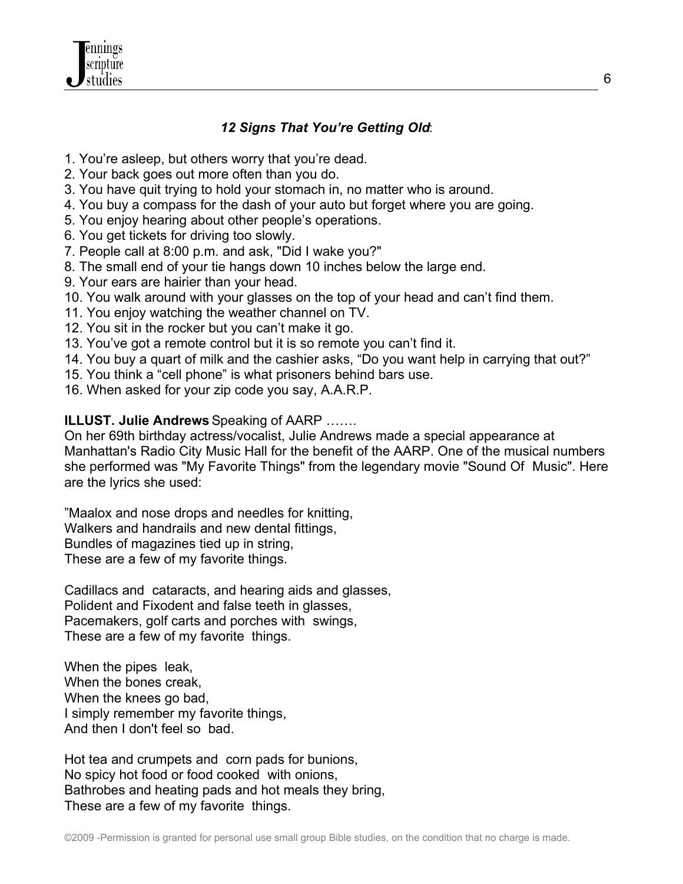***12 Signs That You're Getting Old***:

1. You're asleep, but others worry that you're dead.
2. Your back goes out more often than you do.
3. You have quit trying to hold your stomach in, no matter who is around.
4. You buy a compass for the dash of your auto but forget where you are going.
5. You enjoy hearing about other people's operations.
6. You get tickets for driving too slowly.
7. People call at 8:00 p.m. and ask, "Did I wake you?"
8. The small end of your tie hangs down 10 inches below the large end.
9. Your ears are hairier than your head.
10. You walk around with your glasses on the top of your head and can't find them.
11. You enjoy watching the weather channel on TV.
12. You sit in the rocker but you can't make it go.
13. You've got a remote control but it is so remote you can't find it.
14. You buy a quart of milk and the cashier asks, "Do you want help in carrying that out?"
15. You think a "cell phone" is what prisoners behind bars use.
16. When asked for your zip code you say, A.A.R.P.

**ILLUST. Julie Andrews** Speaking of AARP …….
On her 69th birthday actress/vocalist, Julie Andrews made a special appearance at Manhattan's Radio City Music Hall for the benefit of the AARP. One of the musical numbers she performed was "My Favorite Things" from the legendary movie "Sound Of Music". Here are the lyrics she used:

"Maalox and nose drops and needles for knitting,
Walkers and handrails and new dental fittings,
Bundles of magazines tied up in string,
These are a few of my favorite things.

Cadillacs and cataracts, and hearing aids and glasses,
Polident and Fixodent and false teeth in glasses,
Pacemakers, golf carts and porches with swings,
These are a few of my favorite things.

When the pipes leak,
When the bones creak,
When the knees go bad,
I simply remember my favorite things,
And then I don't feel so bad.

Hot tea and crumpets and corn pads for bunions,
No spicy hot food or food cooked with onions,
Bathrobes and heating pads and hot meals they bring,
These are a few of my favorite things.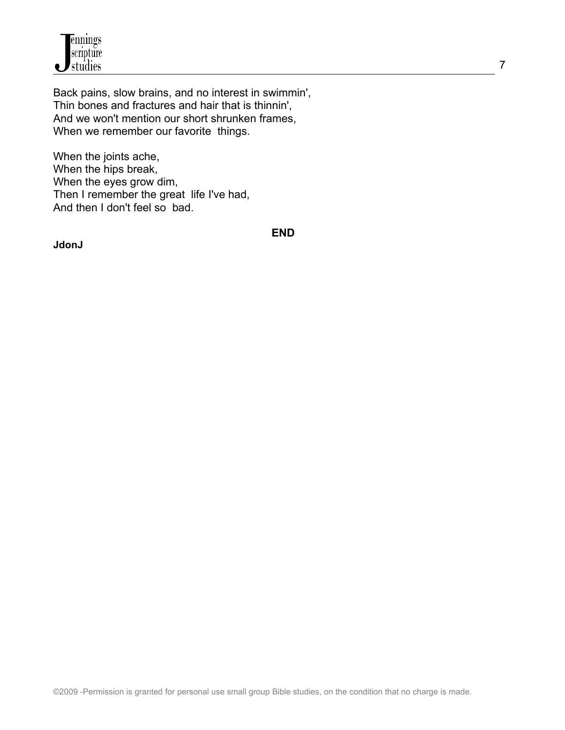Back pains, slow brains, and no interest in swimmin',
Thin bones and fractures and hair that is thinnin',
And we won't mention our short shrunken frames,
When we remember our favorite things.

When the joints ache,
When the hips break,
When the eyes grow dim,
Then I remember the great life I've had,
And then I don't feel so bad.

**END**

**JdonJ**